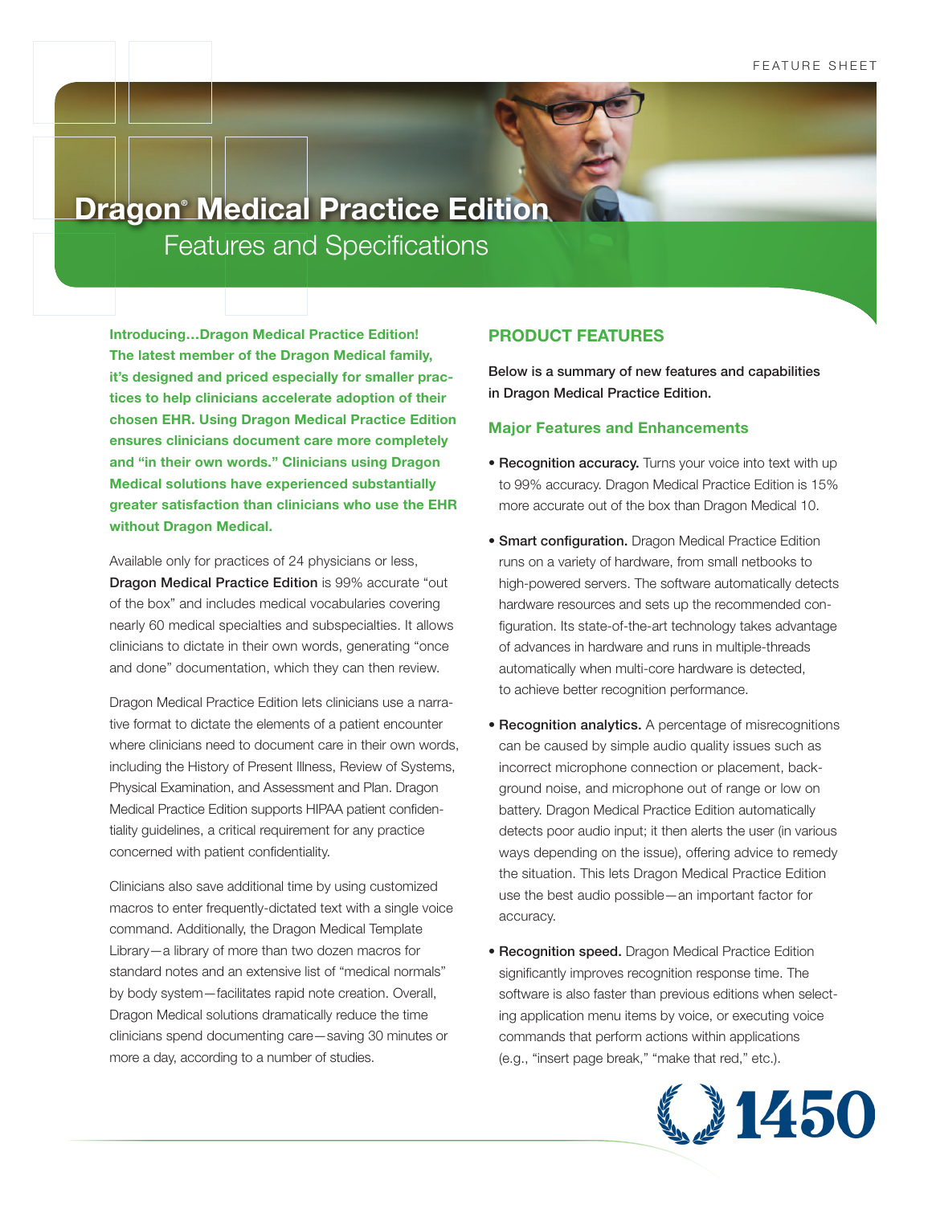FEATURE SHEET

# Dragon® Medical Practice Edition

## Features and Specifications

**Introducing…Dragon Medical Practice Edition! The latest member of the Dragon Medical family, it's designed and priced especially for smaller practices to help clinicians accelerate adoption of their chosen EHR. Using Dragon Medical Practice Edition ensures clinicians document care more completely and "in their own words." Clinicians using Dragon Medical solutions have experienced substantially greater satisfaction than clinicians who use the EHR without Dragon Medical.**

Available only for practices of 24 physicians or less, **Dragon Medical Practice Edition** is 99% accurate "out of the box" and includes medical vocabularies covering nearly 60 medical specialties and subspecialties. It allows clinicians to dictate in their own words, generating "once and done" documentation, which they can then review.

Dragon Medical Practice Edition lets clinicians use a narrative format to dictate the elements of a patient encounter where clinicians need to document care in their own words, including the History of Present Illness, Review of Systems, Physical Examination, and Assessment and Plan. Dragon Medical Practice Edition supports HIPAA patient confidentiality guidelines, a critical requirement for any practice concerned with patient confidentiality.

Clinicians also save additional time by using customized macros to enter frequently-dictated text with a single voice command. Additionally, the Dragon Medical Template Library—a library of more than two dozen macros for standard notes and an extensive list of "medical normals" by body system—facilitates rapid note creation. Overall, Dragon Medical solutions dramatically reduce the time clinicians spend documenting care—saving 30 minutes or more a day, according to a number of studies.

## PRODUCT FEATURES

Below is a summary of new features and capabilities in Dragon Medical Practice Edition.

### Major Features and Enhancements

- **Recognition accuracy.** Turns your voice into text with up to 99% accuracy. Dragon Medical Practice Edition is 15% more accurate out of the box than Dragon Medical 10.
- **Smart configuration.** Dragon Medical Practice Edition runs on a variety of hardware, from small netbooks to high-powered servers. The software automatically detects hardware resources and sets up the recommended configuration. Its state-of-the-art technology takes advantage of advances in hardware and runs in multiple-threads automatically when multi-core hardware is detected, to achieve better recognition performance.
- **Recognition analytics.** A percentage of misrecognitions can be caused by simple audio quality issues such as incorrect microphone connection or placement, background noise, and microphone out of range or low on battery. Dragon Medical Practice Edition automatically detects poor audio input; it then alerts the user (in various ways depending on the issue), offering advice to remedy the situation. This lets Dragon Medical Practice Edition use the best audio possible—an important factor for accuracy.
- **Recognition speed.** Dragon Medical Practice Edition significantly improves recognition response time. The software is also faster than previous editions when selecting application menu items by voice, or executing voice commands that perform actions within applications (e.g., "insert page break," "make that red," etc.).

1450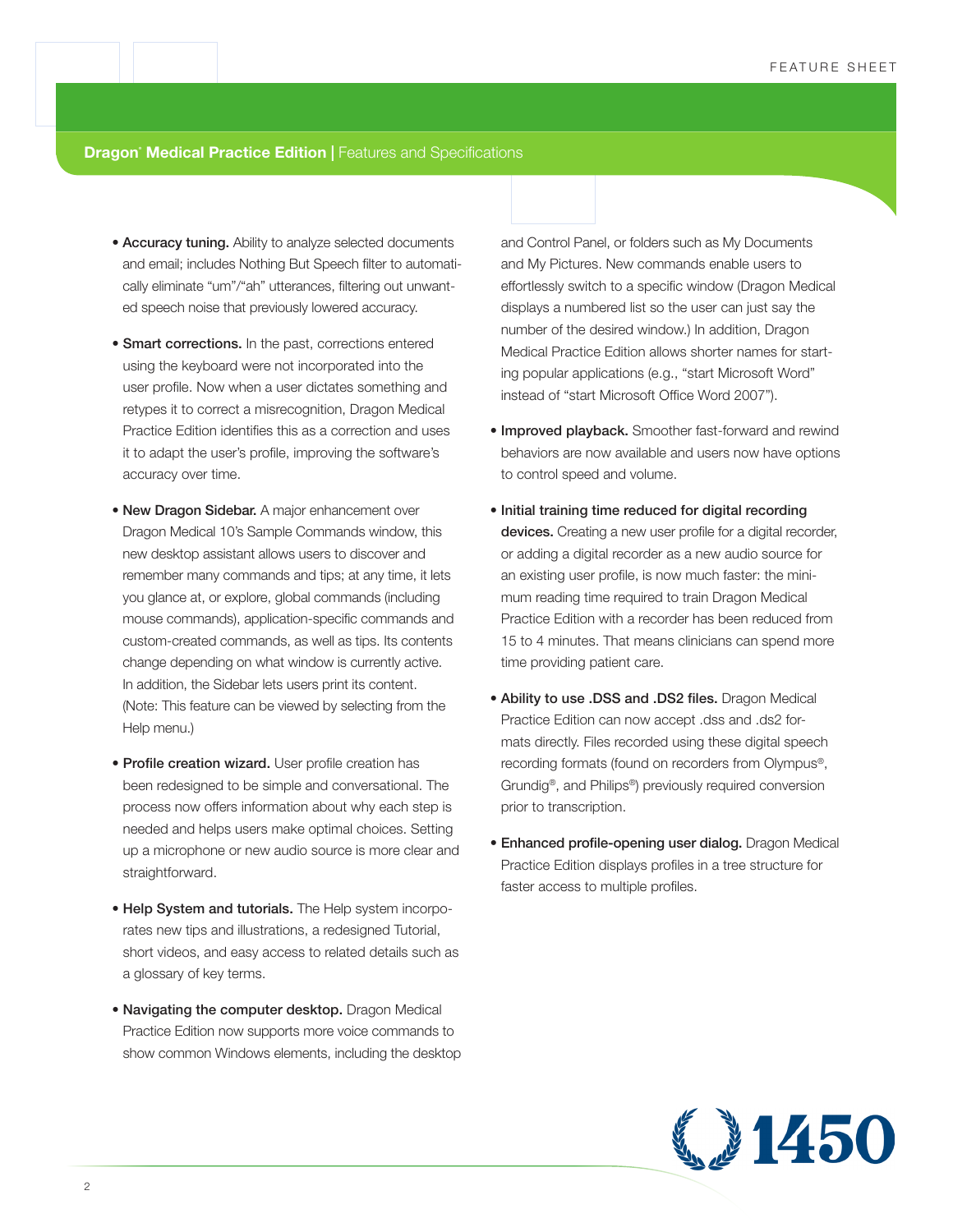## Dragon® Medical Practice Edition | Features and Specifications

- **Accuracy tuning.** Ability to analyze selected documents and email; includes Nothing But Speech filter to automatically eliminate "um"/"ah" utterances, filtering out unwanted speech noise that previously lowered accuracy.

- **Smart corrections.** In the past, corrections entered using the keyboard were not incorporated into the user profile. Now when a user dictates something and retypes it to correct a misrecognition, Dragon Medical Practice Edition identifies this as a correction and uses it to adapt the user's profile, improving the software's accuracy over time.

- **New Dragon Sidebar.** A major enhancement over Dragon Medical 10's Sample Commands window, this new desktop assistant allows users to discover and remember many commands and tips; at any time, it lets you glance at, or explore, global commands (including mouse commands), application-specific commands and custom-created commands, as well as tips. Its contents change depending on what window is currently active. In addition, the Sidebar lets users print its content. (Note: This feature can be viewed by selecting from the Help menu.)

- **Profile creation wizard.** User profile creation has been redesigned to be simple and conversational. The process now offers information about why each step is needed and helps users make optimal choices. Setting up a microphone or new audio source is more clear and straightforward.

- **Help System and tutorials.** The Help system incorporates new tips and illustrations, a redesigned Tutorial, short videos, and easy access to related details such as a glossary of key terms.

- **Navigating the computer desktop.** Dragon Medical Practice Edition now supports more voice commands to show common Windows elements, including the desktop and Control Panel, or folders such as My Documents and My Pictures. New commands enable users to effortlessly switch to a specific window (Dragon Medical displays a numbered list so the user can just say the number of the desired window.) In addition, Dragon Medical Practice Edition allows shorter names for starting popular applications (e.g., "start Microsoft Word" instead of "start Microsoft Office Word 2007").

- **Improved playback.** Smoother fast-forward and rewind behaviors are now available and users now have options to control speed and volume.

- **Initial training time reduced for digital recording devices.** Creating a new user profile for a digital recorder, or adding a digital recorder as a new audio source for an existing user profile, is now much faster: the minimum reading time required to train Dragon Medical Practice Edition with a recorder has been reduced from 15 to 4 minutes. That means clinicians can spend more time providing patient care.

- **Ability to use .DSS and .DS2 files.** Dragon Medical Practice Edition can now accept .dss and .ds2 formats directly. Files recorded using these digital speech recording formats (found on recorders from Olympus®, Grundig®, and Philips®) previously required conversion prior to transcription.

- **Enhanced profile-opening user dialog.** Dragon Medical Practice Edition displays profiles in a tree structure for faster access to multiple profiles.

1450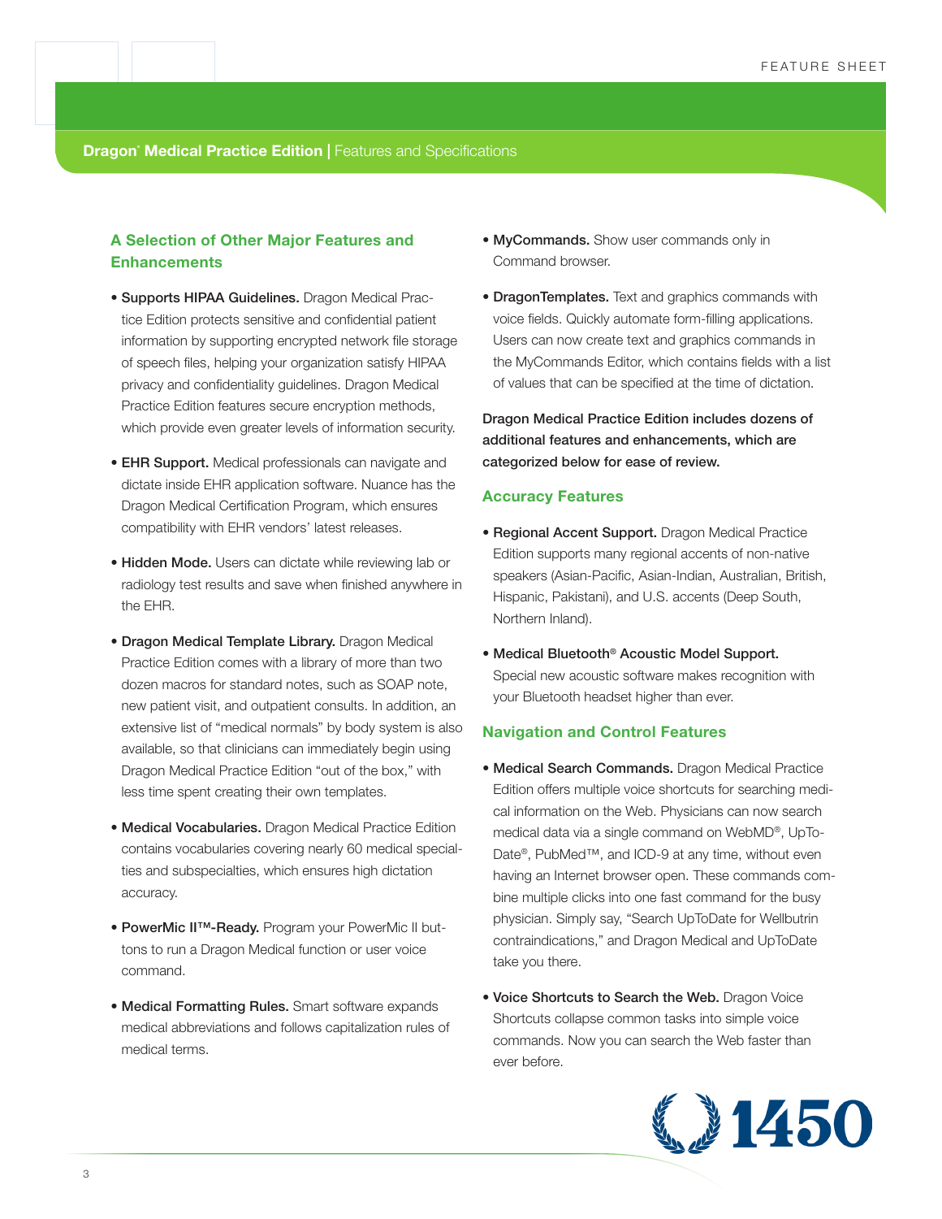## A Selection of Other Major Features and Enhancements

- **Supports HIPAA Guidelines.** Dragon Medical Practice Edition protects sensitive and confidential patient information by supporting encrypted network file storage of speech files, helping your organization satisfy HIPAA privacy and confidentiality guidelines. Dragon Medical Practice Edition features secure encryption methods, which provide even greater levels of information security.

- **EHR Support.** Medical professionals can navigate and dictate inside EHR application software. Nuance has the Dragon Medical Certification Program, which ensures compatibility with EHR vendors' latest releases.

- **Hidden Mode.** Users can dictate while reviewing lab or radiology test results and save when finished anywhere in the EHR.

- **Dragon Medical Template Library.** Dragon Medical Practice Edition comes with a library of more than two dozen macros for standard notes, such as SOAP note, new patient visit, and outpatient consults. In addition, an extensive list of "medical normals" by body system is also available, so that clinicians can immediately begin using Dragon Medical Practice Edition "out of the box," with less time spent creating their own templates.

- **Medical Vocabularies.** Dragon Medical Practice Edition contains vocabularies covering nearly 60 medical specialties and subspecialties, which ensures high dictation accuracy.

- **PowerMic II™-Ready.** Program your PowerMic II buttons to run a Dragon Medical function or user voice command.

- **Medical Formatting Rules.** Smart software expands medical abbreviations and follows capitalization rules of medical terms.

- **MyCommands.** Show user commands only in Command browser.

- **DragonTemplates.** Text and graphics commands with voice fields. Quickly automate form-filling applications. Users can now create text and graphics commands in the MyCommands Editor, which contains fields with a list of values that can be specified at the time of dictation.

**Dragon Medical Practice Edition includes dozens of additional features and enhancements, which are categorized below for ease of review.**

## Accuracy Features

- **Regional Accent Support.** Dragon Medical Practice Edition supports many regional accents of non-native speakers (Asian-Pacific, Asian-Indian, Australian, British, Hispanic, Pakistani), and U.S. accents (Deep South, Northern Inland).

- **Medical Bluetooth® Acoustic Model Support.** Special new acoustic software makes recognition with your Bluetooth headset higher than ever.

## Navigation and Control Features

- **Medical Search Commands.** Dragon Medical Practice Edition offers multiple voice shortcuts for searching medical information on the Web. Physicians can now search medical data via a single command on WebMD®, UpToDate®, PubMed™, and ICD-9 at any time, without even having an Internet browser open. These commands combine multiple clicks into one fast command for the busy physician. Simply say, "Search UpToDate for Wellbutrin contraindications," and Dragon Medical and UpToDate take you there.

- **Voice Shortcuts to Search the Web.** Dragon Voice Shortcuts collapse common tasks into simple voice commands. Now you can search the Web faster than ever before.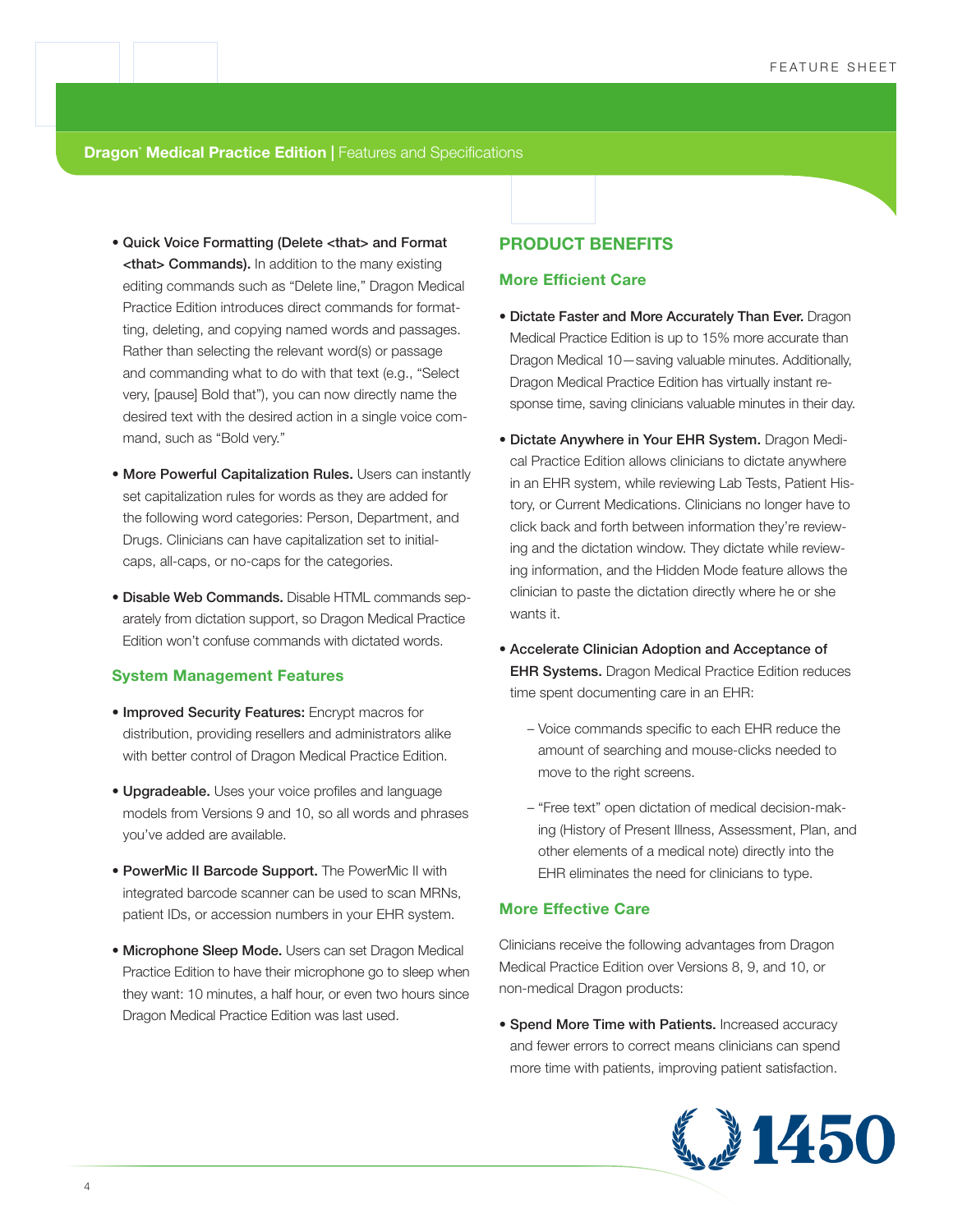- **Quick Voice Formatting (Delete <that> and Format <that> Commands).** In addition to the many existing editing commands such as "Delete line," Dragon Medical Practice Edition introduces direct commands for formatting, deleting, and copying named words and passages. Rather than selecting the relevant word(s) or passage and commanding what to do with that text (e.g., "Select very, [pause] Bold that"), you can now directly name the desired text with the desired action in a single voice command, such as "Bold very."

- **More Powerful Capitalization Rules.** Users can instantly set capitalization rules for words as they are added for the following word categories: Person, Department, and Drugs. Clinicians can have capitalization set to initial-caps, all-caps, or no-caps for the categories.

- **Disable Web Commands.** Disable HTML commands separately from dictation support, so Dragon Medical Practice Edition won't confuse commands with dictated words.

### System Management Features

- **Improved Security Features:** Encrypt macros for distribution, providing resellers and administrators alike with better control of Dragon Medical Practice Edition.

- **Upgradeable.** Uses your voice profiles and language models from Versions 9 and 10, so all words and phrases you've added are available.

- **PowerMic II Barcode Support.** The PowerMic II with integrated barcode scanner can be used to scan MRNs, patient IDs, or accession numbers in your EHR system.

- **Microphone Sleep Mode.** Users can set Dragon Medical Practice Edition to have their microphone go to sleep when they want: 10 minutes, a half hour, or even two hours since Dragon Medical Practice Edition was last used.

## PRODUCT BENEFITS

### More Efficient Care

- **Dictate Faster and More Accurately Than Ever.** Dragon Medical Practice Edition is up to 15% more accurate than Dragon Medical 10—saving valuable minutes. Additionally, Dragon Medical Practice Edition has virtually instant response time, saving clinicians valuable minutes in their day.

- **Dictate Anywhere in Your EHR System.** Dragon Medical Practice Edition allows clinicians to dictate anywhere in an EHR system, while reviewing Lab Tests, Patient History, or Current Medications. Clinicians no longer have to click back and forth between information they're reviewing and the dictation window. They dictate while reviewing information, and the Hidden Mode feature allows the clinician to paste the dictation directly where he or she wants it.

- **Accelerate Clinician Adoption and Acceptance of EHR Systems.** Dragon Medical Practice Edition reduces time spent documenting care in an EHR:

  – Voice commands specific to each EHR reduce the amount of searching and mouse-clicks needed to move to the right screens.

  – "Free text" open dictation of medical decision-making (History of Present Illness, Assessment, Plan, and other elements of a medical note) directly into the EHR eliminates the need for clinicians to type.

### More Effective Care

Clinicians receive the following advantages from Dragon Medical Practice Edition over Versions 8, 9, and 10, or non-medical Dragon products:

- **Spend More Time with Patients.** Increased accuracy and fewer errors to correct means clinicians can spend more time with patients, improving patient satisfaction.

1450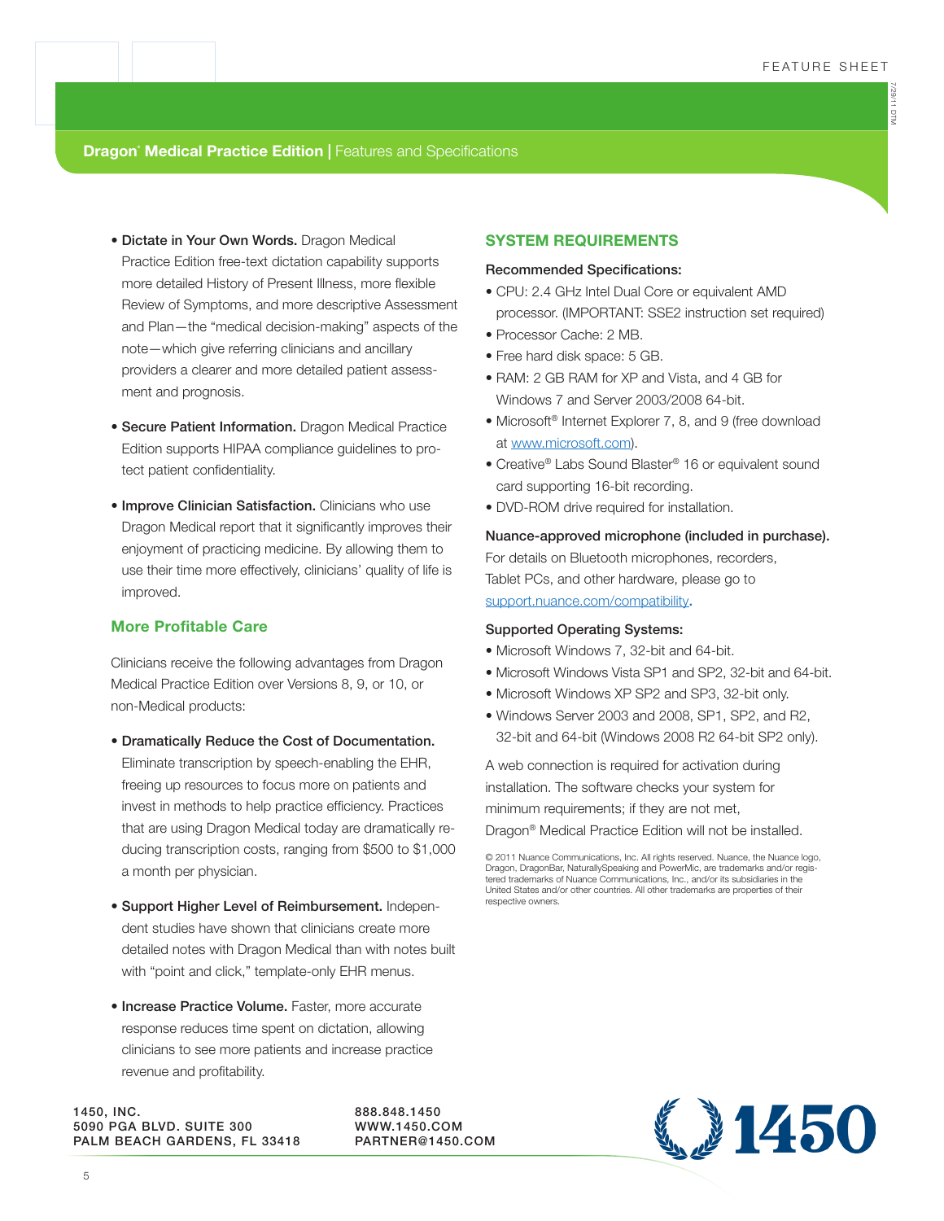FEATURE SHEET

**Dragon® Medical Practice Edition** | Features and Specifications

- **Dictate in Your Own Words.** Dragon Medical Practice Edition free-text dictation capability supports more detailed History of Present Illness, more flexible Review of Symptoms, and more descriptive Assessment and Plan—the "medical decision-making" aspects of the note—which give referring clinicians and ancillary providers a clearer and more detailed patient assessment and prognosis.
- **Secure Patient Information.** Dragon Medical Practice Edition supports HIPAA compliance guidelines to protect patient confidentiality.
- **Improve Clinician Satisfaction.** Clinicians who use Dragon Medical report that it significantly improves their enjoyment of practicing medicine. By allowing them to use their time more effectively, clinicians' quality of life is improved.

## More Profitable Care

Clinicians receive the following advantages from Dragon Medical Practice Edition over Versions 8, 9, or 10, or non-Medical products:

- **Dramatically Reduce the Cost of Documentation.** Eliminate transcription by speech-enabling the EHR, freeing up resources to focus more on patients and invest in methods to help practice efficiency. Practices that are using Dragon Medical today are dramatically reducing transcription costs, ranging from $500 to $1,000 a month per physician.
- **Support Higher Level of Reimbursement.** Independent studies have shown that clinicians create more detailed notes with Dragon Medical than with notes built with "point and click," template-only EHR menus.
- **Increase Practice Volume.** Faster, more accurate response reduces time spent on dictation, allowing clinicians to see more patients and increase practice revenue and profitability.

## SYSTEM REQUIREMENTS

**Recommended Specifications:**

- CPU: 2.4 GHz Intel Dual Core or equivalent AMD processor. (IMPORTANT: SSE2 instruction set required)
- Processor Cache: 2 MB.
- Free hard disk space: 5 GB.
- RAM: 2 GB RAM for XP and Vista, and 4 GB for Windows 7 and Server 2003/2008 64-bit.
- Microsoft® Internet Explorer 7, 8, and 9 (free download at www.microsoft.com).
- Creative® Labs Sound Blaster® 16 or equivalent sound card supporting 16-bit recording.
- DVD-ROM drive required for installation.

**Nuance-approved microphone (included in purchase).** For details on Bluetooth microphones, recorders, Tablet PCs, and other hardware, please go to support.nuance.com/compatibility.

**Supported Operating Systems:**

- Microsoft Windows 7, 32-bit and 64-bit.
- Microsoft Windows Vista SP1 and SP2, 32-bit and 64-bit.
- Microsoft Windows XP SP2 and SP3, 32-bit only.
- Windows Server 2003 and 2008, SP1, SP2, and R2, 32-bit and 64-bit (Windows 2008 R2 64-bit SP2 only).

A web connection is required for activation during installation. The software checks your system for minimum requirements; if they are not met, Dragon® Medical Practice Edition will not be installed.

© 2011 Nuance Communications, Inc. All rights reserved. Nuance, the Nuance logo, Dragon, DragonBar, NaturallySpeaking and PowerMic, are trademarks and/or registered trademarks of Nuance Communications, Inc., and/or its subsidiaries in the United States and/or other countries. All other trademarks are properties of their respective owners.

1450, INC.
5090 PGA BLVD. SUITE 300
PALM BEACH GARDENS, FL 33418

888.848.1450
WWW.1450.COM
PARTNER@1450.COM

1450